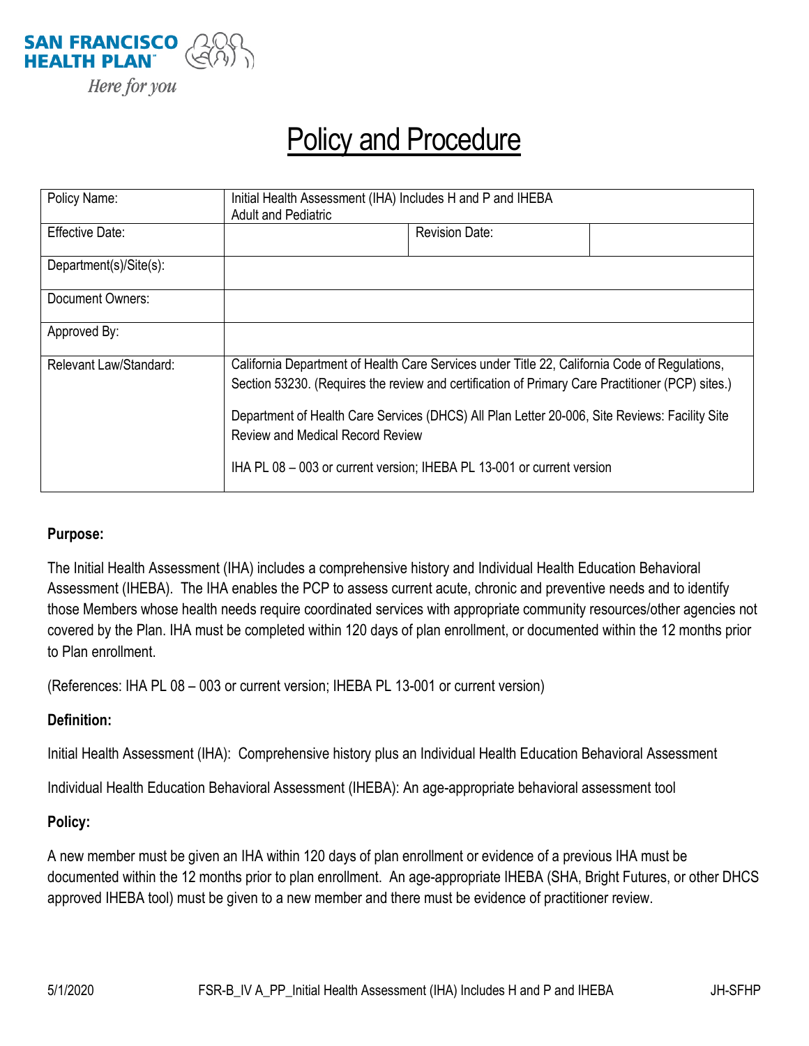SAN FRANCISCO HEALTH PLAN

*Here for you*

# Policy and Procedure

| Policy Name: | Initial Health Assessment (IHA) Includes H and P and IHEBA Adult and Pediatric | | |
|---|---|---|---|
| Effective Date: | | Revision Date: | |
| Department(s)/Site(s): | | | |
| Document Owners: | | | |
| Approved By: | | | |
| Relevant Law/Standard: | California Department of Health Care Services under Title 22, California Code of Regulations, Section 53230. (Requires the review and certification of Primary Care Practitioner (PCP) sites.)<br><br>Department of Health Care Services (DHCS) All Plan Letter 20-006, Site Reviews: Facility Site Review and Medical Record Review<br><br>IHA PL 08 – 003 or current version; IHEBA PL 13-001 or current version | | |

**Purpose:**

The Initial Health Assessment (IHA) includes a comprehensive history and Individual Health Education Behavioral Assessment (IHEBA). The IHA enables the PCP to assess current acute, chronic and preventive needs and to identify those Members whose health needs require coordinated services with appropriate community resources/other agencies not covered by the Plan. IHA must be completed within 120 days of plan enrollment, or documented within the 12 months prior to Plan enrollment.

(References: IHA PL 08 – 003 or current version; IHEBA PL 13-001 or current version)

**Definition:**

Initial Health Assessment (IHA): Comprehensive history plus an Individual Health Education Behavioral Assessment

Individual Health Education Behavioral Assessment (IHEBA): An age-appropriate behavioral assessment tool

**Policy:**

A new member must be given an IHA within 120 days of plan enrollment or evidence of a previous IHA must be documented within the 12 months prior to plan enrollment. An age-appropriate IHEBA (SHA, Bright Futures, or other DHCS approved IHEBA tool) must be given to a new member and there must be evidence of practitioner review.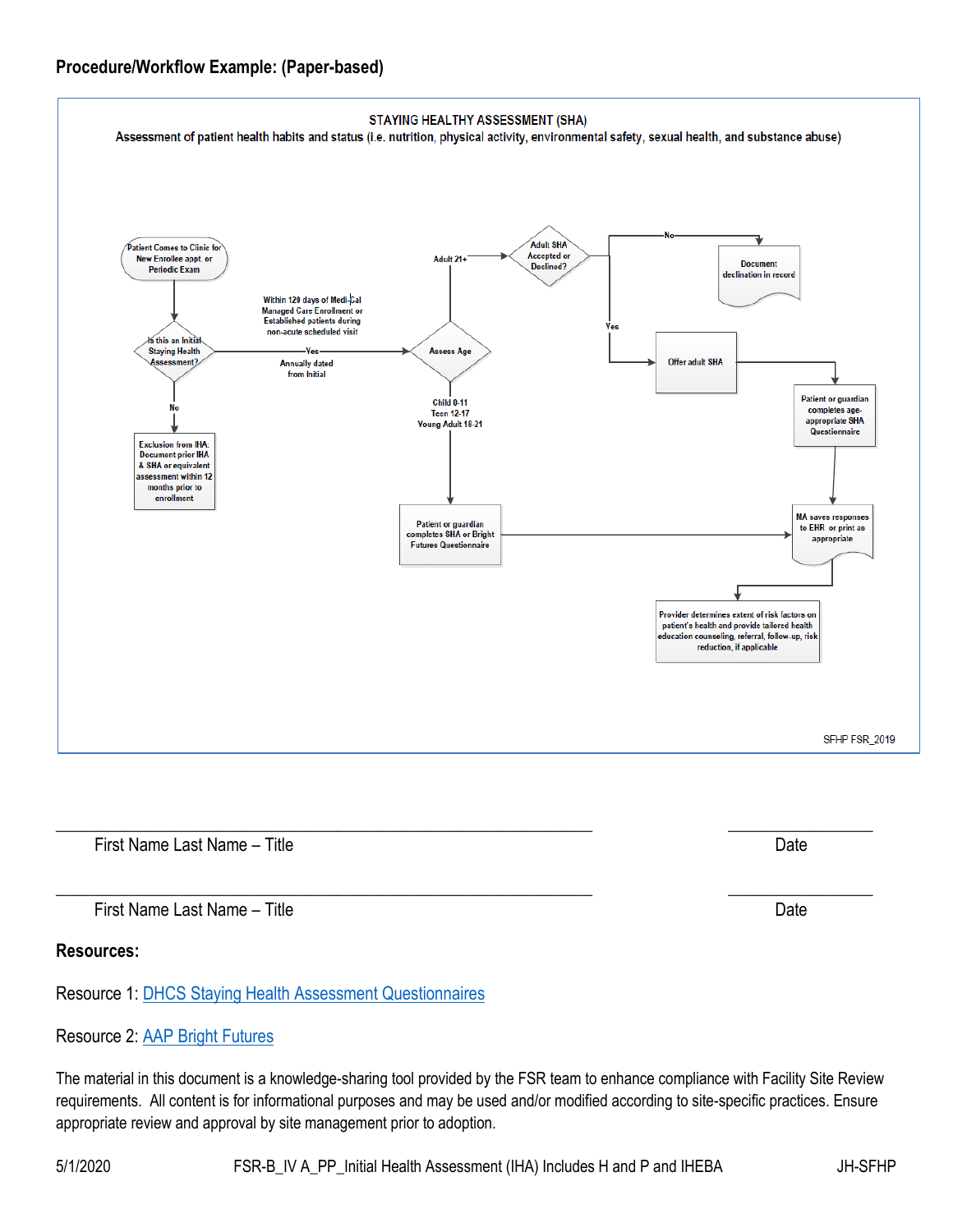**Procedure/Workflow Example: (Paper-based)**

STAYING HEALTHY ASSESSMENT (SHA)

Assessment of patient health habits and status (i.e. nutrition, physical activity, environmental safety, sexual health, and substance abuse)

Patient Comes to Clinic for New Enrollee appt. or Periodic Exam

Is this an Initial Staying Health Assessment?

No

Exclusion from IHA: Document prior IHA & SHA or equivalent assessment within 12 months prior to enrollment

Within 120 days of Medi-Cal Managed Care Enrollment or Established patients during non-acute scheduled visit

Yes

Annually dated from Initial

Assess Age

Adult 21+

Adult SHA Accepted or Declined?

No

Document declination in record

Yes

Offer adult SHA

Patient or guardian completes age-appropriate SHA Questionnaire

Child 0-11
Teen 12-17
Young Adult 18-21

Patient or guardian completes SHA or Bright Futures Questionnaire

MA saves responses to EHR or print as appropriate

Provider determines extent of risk factors on patient's health and provide tailored health education counseling, referral, follow-up, risk reduction, if applicable

SFHP FSR_2019

First Name Last Name – Title　　　　　　　　　　　　　　　　Date

First Name Last Name – Title　　　　　　　　　　　　　　　　Date

**Resources:**

Resource 1: DHCS Staying Health Assessment Questionnaires

Resource 2: AAP Bright Futures

The material in this document is a knowledge-sharing tool provided by the FSR team to enhance compliance with Facility Site Review requirements. All content is for informational purposes and may be used and/or modified according to site-specific practices. Ensure appropriate review and approval by site management prior to adoption.